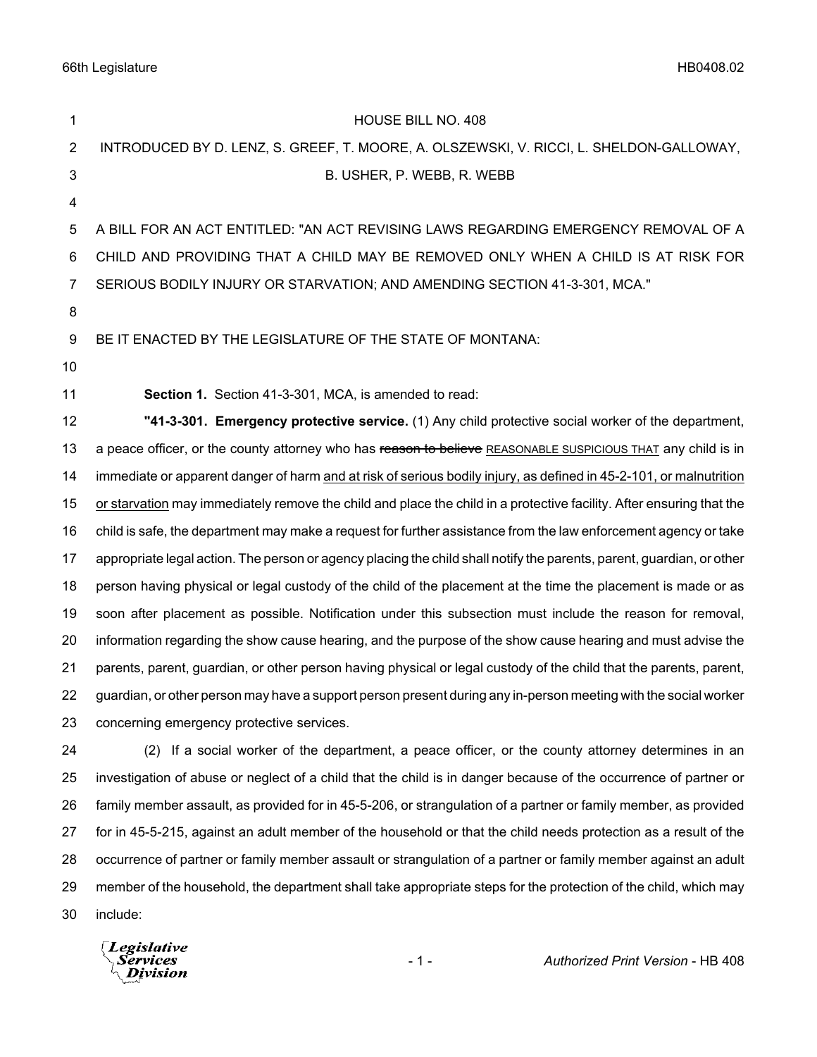HOUSE BILL NO. 408

INTRODUCED BY D. LENZ, S. GREEF, T. MOORE, A. OLSZEWSKI, V. RICCI, L. SHELDON-GALLOWAY, B. USHER, P. WEBB, R. WEBB

A BILL FOR AN ACT ENTITLED: "AN ACT REVISING LAWS REGARDING EMERGENCY REMOVAL OF A CHILD AND PROVIDING THAT A CHILD MAY BE REMOVED ONLY WHEN A CHILD IS AT RISK FOR SERIOUS BODILY INJURY OR STARVATION; AND AMENDING SECTION 41-3-301, MCA."

BE IT ENACTED BY THE LEGISLATURE OF THE STATE OF MONTANA:

**Section 1.** Section 41-3-301, MCA, is amended to read:

**"41-3-301. Emergency protective service.** (1) Any child protective social worker of the department, a peace officer, or the county attorney who has ~~reason to believe~~ REASONABLE SUSPICIOUS THAT any child is in immediate or apparent danger of harm <u>and at risk of serious bodily injury, as defined in 45-2-101, or malnutrition or starvation</u> may immediately remove the child and place the child in a protective facility. After ensuring that the child is safe, the department may make a request for further assistance from the law enforcement agency or take appropriate legal action. The person or agency placing the child shall notify the parents, parent, guardian, or other person having physical or legal custody of the child of the placement at the time the placement is made or as soon after placement as possible. Notification under this subsection must include the reason for removal, information regarding the show cause hearing, and the purpose of the show cause hearing and must advise the parents, parent, guardian, or other person having physical or legal custody of the child that the parents, parent, guardian, or other person may have a support person present during any in-person meeting with the social worker concerning emergency protective services.

(2) If a social worker of the department, a peace officer, or the county attorney determines in an investigation of abuse or neglect of a child that the child is in danger because of the occurrence of partner or family member assault, as provided for in 45-5-206, or strangulation of a partner or family member, as provided for in 45-5-215, against an adult member of the household or that the child needs protection as a result of the occurrence of partner or family member assault or strangulation of a partner or family member against an adult member of the household, the department shall take appropriate steps for the protection of the child, which may include: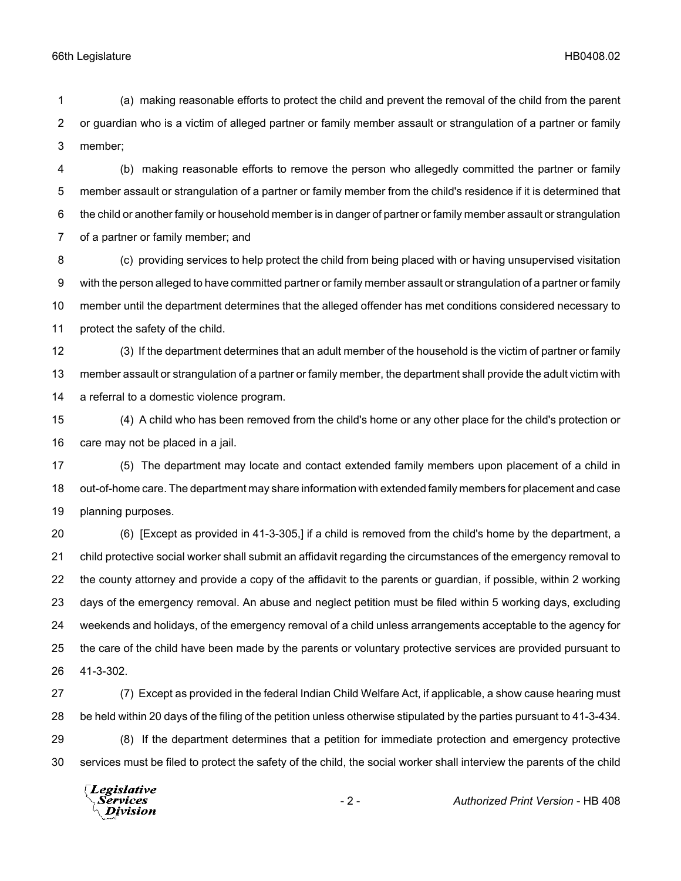(a) making reasonable efforts to protect the child and prevent the removal of the child from the parent or guardian who is a victim of alleged partner or family member assault or strangulation of a partner or family member;

(b) making reasonable efforts to remove the person who allegedly committed the partner or family member assault or strangulation of a partner or family member from the child's residence if it is determined that the child or another family or household member is in danger of partner or family member assault or strangulation of a partner or family member; and

(c) providing services to help protect the child from being placed with or having unsupervised visitation with the person alleged to have committed partner or family member assault or strangulation of a partner or family member until the department determines that the alleged offender has met conditions considered necessary to protect the safety of the child.

(3) If the department determines that an adult member of the household is the victim of partner or family member assault or strangulation of a partner or family member, the department shall provide the adult victim with a referral to a domestic violence program.

(4) A child who has been removed from the child's home or any other place for the child's protection or care may not be placed in a jail.

(5) The department may locate and contact extended family members upon placement of a child in out-of-home care. The department may share information with extended family members for placement and case planning purposes.

(6) [Except as provided in 41-3-305,] if a child is removed from the child's home by the department, a child protective social worker shall submit an affidavit regarding the circumstances of the emergency removal to the county attorney and provide a copy of the affidavit to the parents or guardian, if possible, within 2 working days of the emergency removal. An abuse and neglect petition must be filed within 5 working days, excluding weekends and holidays, of the emergency removal of a child unless arrangements acceptable to the agency for the care of the child have been made by the parents or voluntary protective services are provided pursuant to 41-3-302.

(7) Except as provided in the federal Indian Child Welfare Act, if applicable, a show cause hearing must be held within 20 days of the filing of the petition unless otherwise stipulated by the parties pursuant to 41-3-434.

(8) If the department determines that a petition for immediate protection and emergency protective services must be filed to protect the safety of the child, the social worker shall interview the parents of the child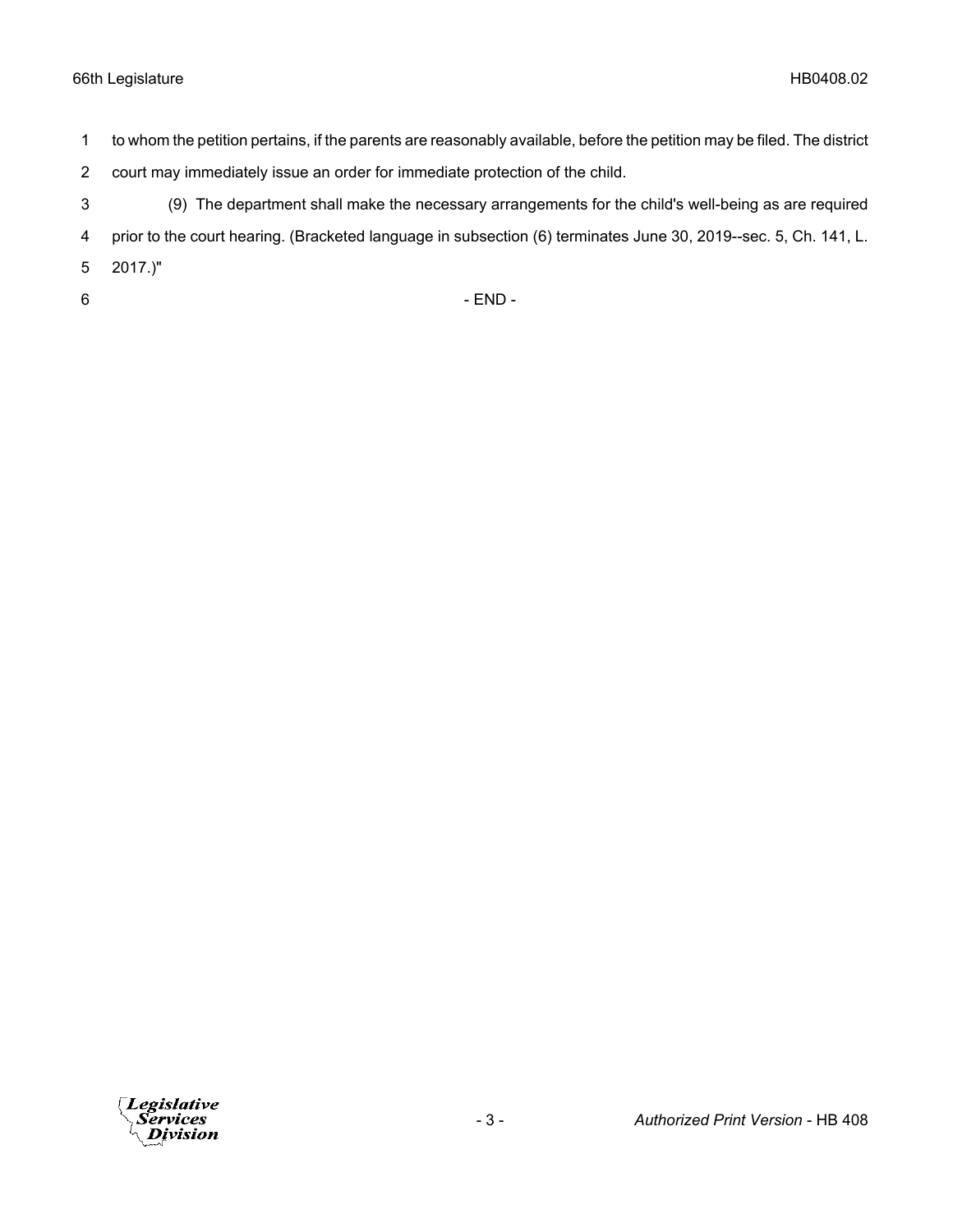to whom the petition pertains, if the parents are reasonably available, before the petition may be filed. The district court may immediately issue an order for immediate protection of the child.

(9) The department shall make the necessary arrangements for the child's well-being as are required prior to the court hearing. (Bracketed language in subsection (6) terminates June 30, 2019--sec. 5, Ch. 141, L. 2017.)"

- END -